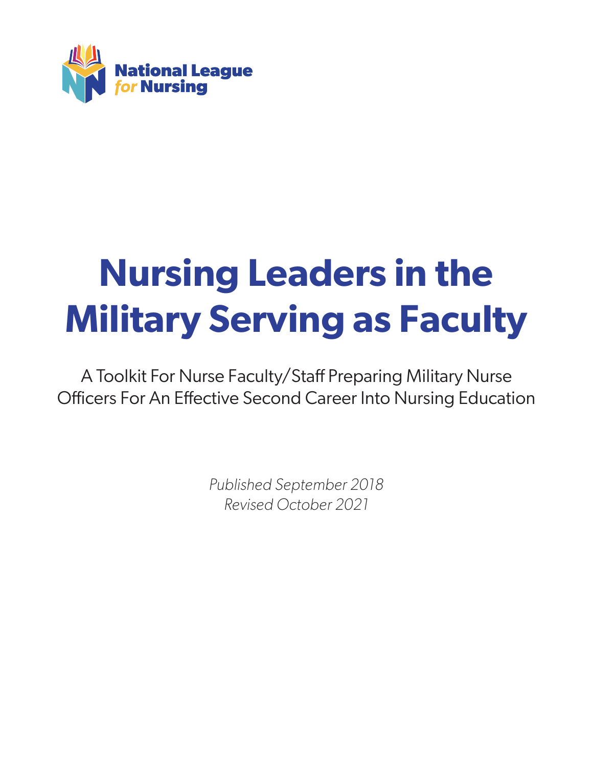National League for Nursing

# Nursing Leaders in the Military Serving as Faculty

A Toolkit For Nurse Faculty/Staff Preparing Military Nurse Officers For An Effective Second Career Into Nursing Education

*Published September 2018*
*Revised October 2021*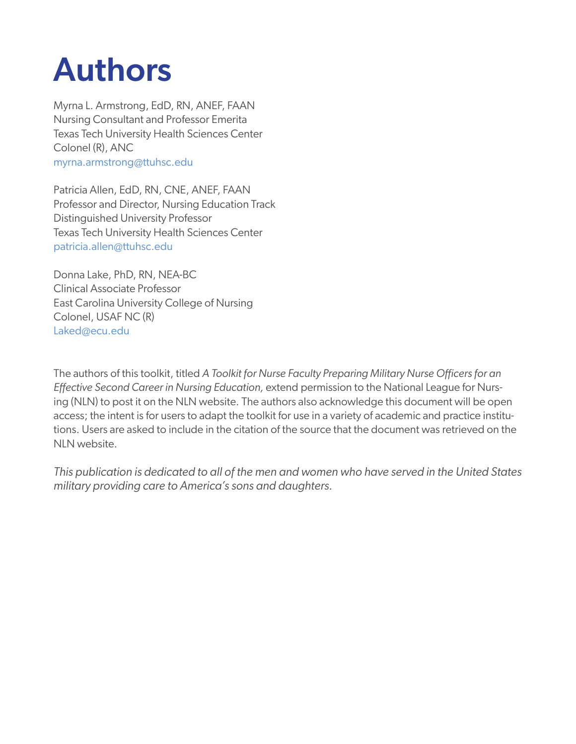# Authors

Myrna L. Armstrong, EdD, RN, ANEF, FAAN
Nursing Consultant and Professor Emerita
Texas Tech University Health Sciences Center
Colonel (R), ANC
myrna.armstrong@ttuhsc.edu

Patricia Allen, EdD, RN, CNE, ANEF, FAAN
Professor and Director, Nursing Education Track
Distinguished University Professor
Texas Tech University Health Sciences Center
patricia.allen@ttuhsc.edu

Donna Lake, PhD, RN, NEA-BC
Clinical Associate Professor
East Carolina University College of Nursing
Colonel, USAF NC (R)
Laked@ecu.edu

The authors of this toolkit, titled *A Toolkit for Nurse Faculty Preparing Military Nurse Officers for an Effective Second Career in Nursing Education,* extend permission to the National League for Nursing (NLN) to post it on the NLN website. The authors also acknowledge this document will be open access; the intent is for users to adapt the toolkit for use in a variety of academic and practice institutions. Users are asked to include in the citation of the source that the document was retrieved on the NLN website.

*This publication is dedicated to all of the men and women who have served in the United States military providing care to America's sons and daughters.*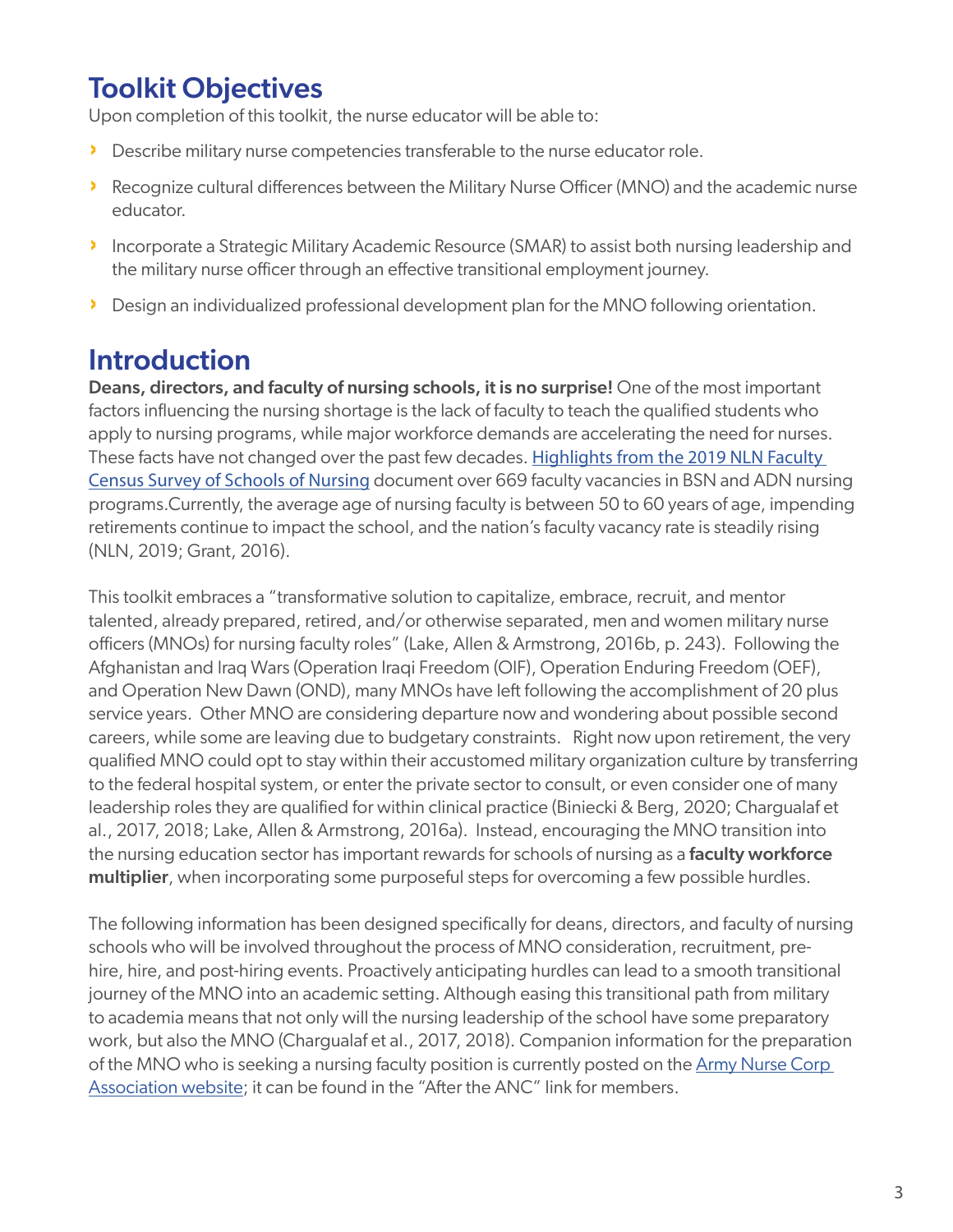## Toolkit Objectives

Upon completion of this toolkit, the nurse educator will be able to:

- Describe military nurse competencies transferable to the nurse educator role.
- Recognize cultural differences between the Military Nurse Officer (MNO) and the academic nurse educator.
- Incorporate a Strategic Military Academic Resource (SMAR) to assist both nursing leadership and the military nurse officer through an effective transitional employment journey.
- Design an individualized professional development plan for the MNO following orientation.

## Introduction

**Deans, directors, and faculty of nursing schools, it is no surprise!** One of the most important factors influencing the nursing shortage is the lack of faculty to teach the qualified students who apply to nursing programs, while major workforce demands are accelerating the need for nurses. These facts have not changed over the past few decades. Highlights from the 2019 NLN Faculty Census Survey of Schools of Nursing document over 669 faculty vacancies in BSN and ADN nursing programs.Currently, the average age of nursing faculty is between 50 to 60 years of age, impending retirements continue to impact the school, and the nation's faculty vacancy rate is steadily rising (NLN, 2019; Grant, 2016).

This toolkit embraces a "transformative solution to capitalize, embrace, recruit, and mentor talented, already prepared, retired, and/or otherwise separated, men and women military nurse officers (MNOs) for nursing faculty roles" (Lake, Allen & Armstrong, 2016b, p. 243). Following the Afghanistan and Iraq Wars (Operation Iraqi Freedom (OIF), Operation Enduring Freedom (OEF), and Operation New Dawn (OND), many MNOs have left following the accomplishment of 20 plus service years. Other MNO are considering departure now and wondering about possible second careers, while some are leaving due to budgetary constraints. Right now upon retirement, the very qualified MNO could opt to stay within their accustomed military organization culture by transferring to the federal hospital system, or enter the private sector to consult, or even consider one of many leadership roles they are qualified for within clinical practice (Biniecki & Berg, 2020; Chargualaf et al., 2017, 2018; Lake, Allen & Armstrong, 2016a). Instead, encouraging the MNO transition into the nursing education sector has important rewards for schools of nursing as a **faculty workforce multiplier**, when incorporating some purposeful steps for overcoming a few possible hurdles.

The following information has been designed specifically for deans, directors, and faculty of nursing schools who will be involved throughout the process of MNO consideration, recruitment, pre-hire, hire, and post-hiring events. Proactively anticipating hurdles can lead to a smooth transitional journey of the MNO into an academic setting. Although easing this transitional path from military to academia means that not only will the nursing leadership of the school have some preparatory work, but also the MNO (Chargualaf et al., 2017, 2018). Companion information for the preparation of the MNO who is seeking a nursing faculty position is currently posted on the Army Nurse Corp Association website; it can be found in the "After the ANC" link for members.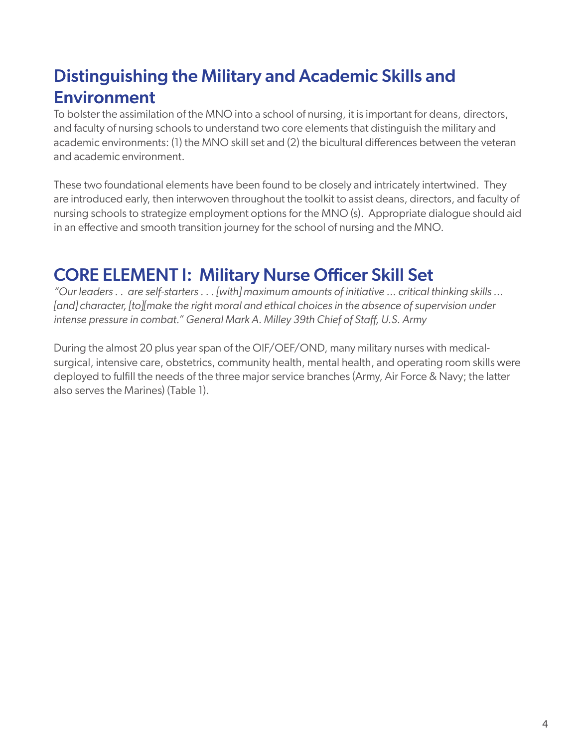## Distinguishing the Military and Academic Skills and Environment

To bolster the assimilation of the MNO into a school of nursing, it is important for deans, directors, and faculty of nursing schools to understand two core elements that distinguish the military and academic environments: (1) the MNO skill set and (2) the bicultural differences between the veteran and academic environment.

These two foundational elements have been found to be closely and intricately intertwined. They are introduced early, then interwoven throughout the toolkit to assist deans, directors, and faculty of nursing schools to strategize employment options for the MNO (s). Appropriate dialogue should aid in an effective and smooth transition journey for the school of nursing and the MNO.

## CORE ELEMENT I: Military Nurse Officer Skill Set

*"Our leaders . . are self-starters . . . [with] maximum amounts of initiative … critical thinking skills … [and] character, [to][make the right moral and ethical choices in the absence of supervision under intense pressure in combat." General Mark A. Milley 39th Chief of Staff, U.S. Army*

During the almost 20 plus year span of the OIF/OEF/OND, many military nurses with medical-surgical, intensive care, obstetrics, community health, mental health, and operating room skills were deployed to fulfill the needs of the three major service branches (Army, Air Force & Navy; the latter also serves the Marines) (Table 1).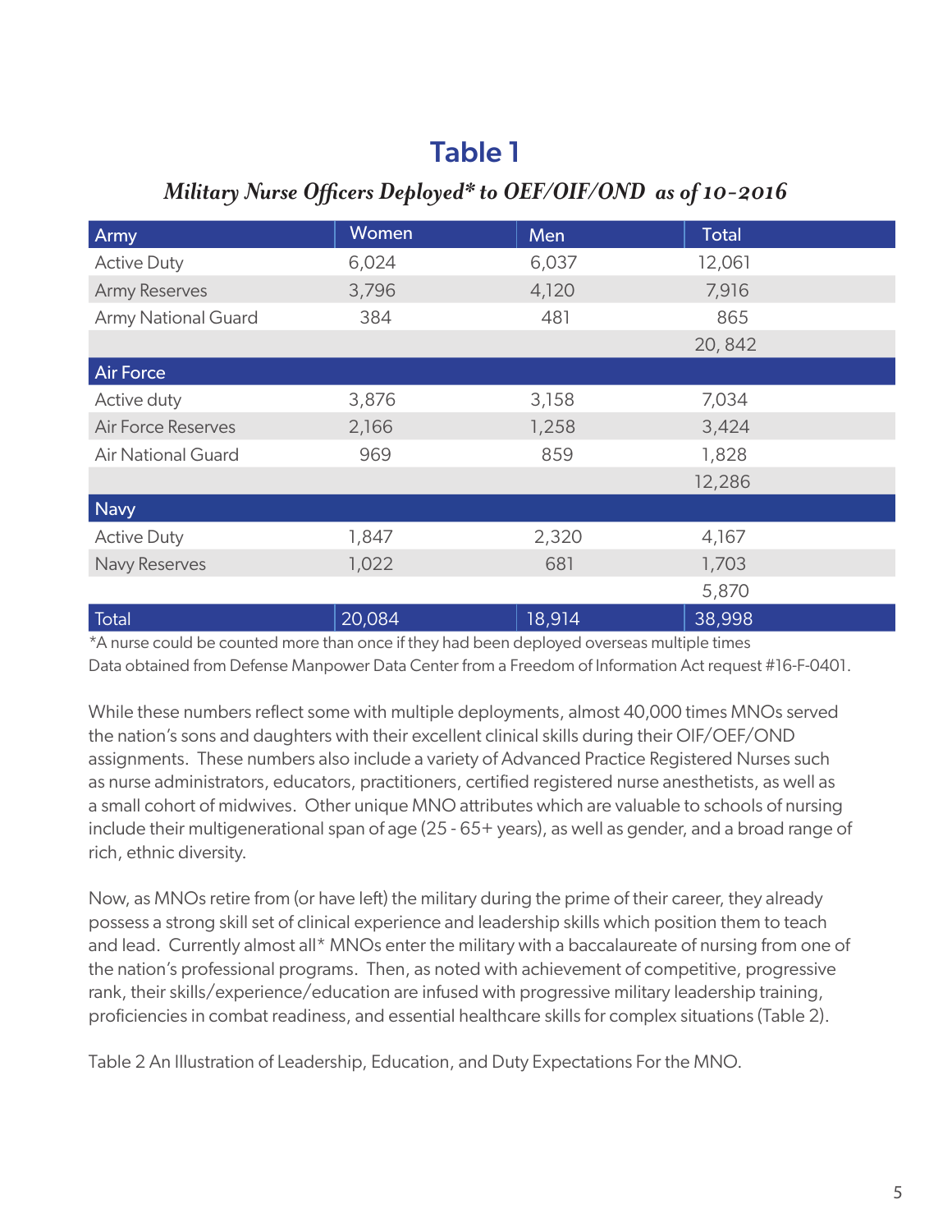# Table 1

*Military Nurse Officers Deployed\* to OEF/OIF/OND as of 10-2016*

| Army | Women | Men | Total |
|---|---|---|---|
| Active Duty | 6,024 | 6,037 | 12,061 |
| Army Reserves | 3,796 | 4,120 | 7,916 |
| Army National Guard | 384 | 481 | 865 |
| | | | 20, 842 |
| **Air Force** | | | |
| Active duty | 3,876 | 3,158 | 7,034 |
| Air Force Reserves | 2,166 | 1,258 | 3,424 |
| Air National Guard | 969 | 859 | 1,828 |
| | | | 12,286 |
| **Navy** | | | |
| Active Duty | 1,847 | 2,320 | 4,167 |
| Navy Reserves | 1,022 | 681 | 1,703 |
| | | | 5,870 |
| **Total** | 20,084 | 18,914 | 38,998 |

*A nurse could be counted more than once if they had been deployed overseas multiple times
Data obtained from Defense Manpower Data Center from a Freedom of Information Act request #16-F-0401.

While these numbers reflect some with multiple deployments, almost 40,000 times MNOs served the nation's sons and daughters with their excellent clinical skills during their OIF/OEF/OND assignments. These numbers also include a variety of Advanced Practice Registered Nurses such as nurse administrators, educators, practitioners, certified registered nurse anesthetists, as well as a small cohort of midwives. Other unique MNO attributes which are valuable to schools of nursing include their multigenerational span of age (25 - 65+ years), as well as gender, and a broad range of rich, ethnic diversity.

Now, as MNOs retire from (or have left) the military during the prime of their career, they already possess a strong skill set of clinical experience and leadership skills which position them to teach and lead. Currently almost all* MNOs enter the military with a baccalaureate of nursing from one of the nation's professional programs. Then, as noted with achievement of competitive, progressive rank, their skills/experience/education are infused with progressive military leadership training, proficiencies in combat readiness, and essential healthcare skills for complex situations (Table 2).

Table 2 An Illustration of Leadership, Education, and Duty Expectations For the MNO.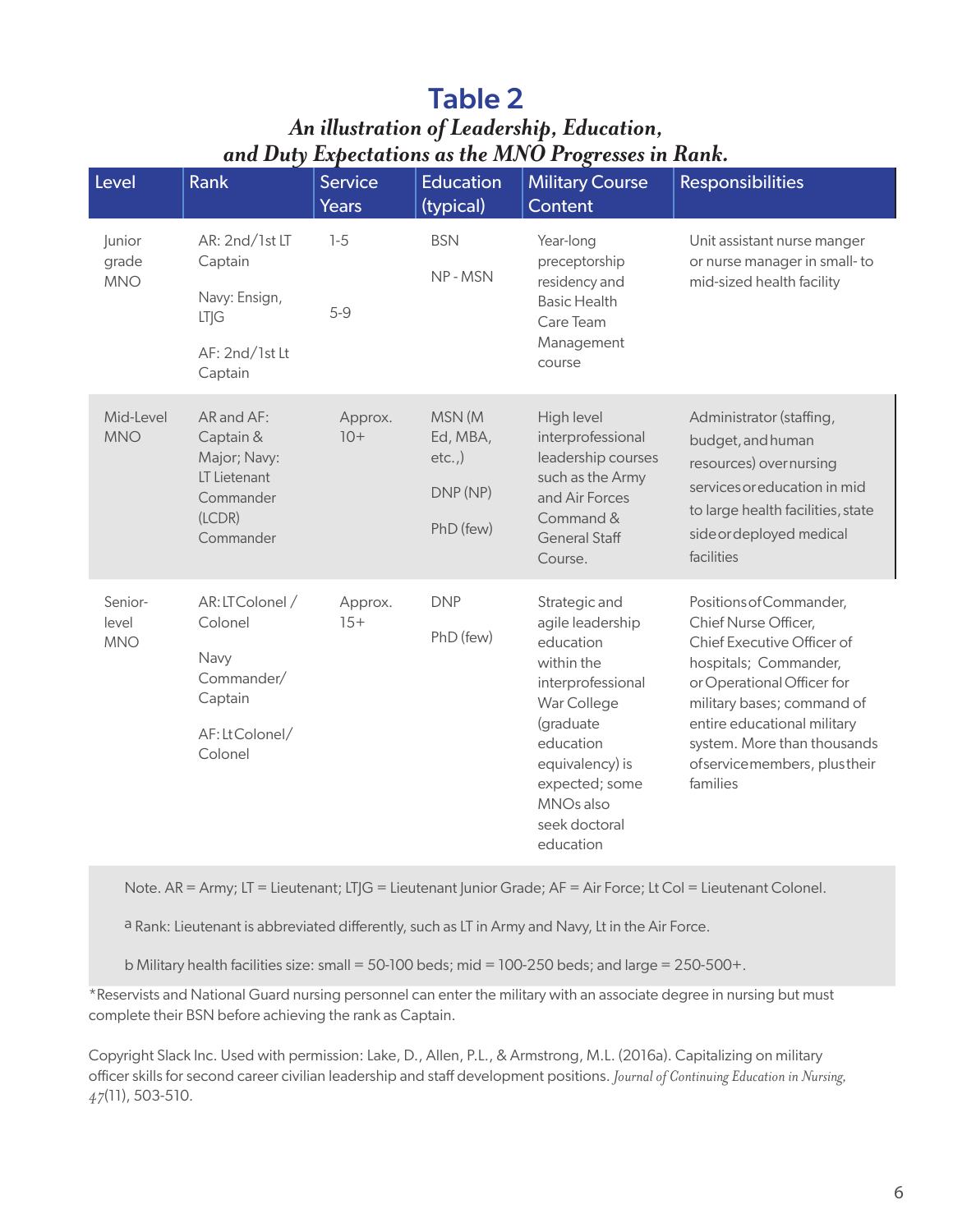# Table 2

***An illustration of Leadership, Education, and Duty Expectations as the MNO Progresses in Rank.***

| Level | Rank | Service Years | Education (typical) | Military Course Content | Responsibilities |
|---|---|---|---|---|---|
| Junior grade MNO | AR: 2nd/1st LT Captain<br><br>Navy: Ensign, LTJG<br><br>AF: 2nd/1st Lt Captain | 1-5<br><br>5-9 | BSN<br><br>NP - MSN | Year-long preceptorship residency and Basic Health Care Team Management course | Unit assistant nurse manger or nurse manager in small- to mid-sized health facility |
| Mid-Level MNO | AR and AF: Captain & Major; Navy: LT Lietenant Commander (LCDR) Commander | Approx. 10+ | MSN (M Ed, MBA, etc.,)<br><br>DNP (NP)<br><br>PhD (few) | High level interprofessional leadership courses such as the Army and Air Forces Command & General Staff Course. | Administrator (staffing, budget, and human resources) over nursing services or education in mid to large health facilities, state side or deployed medical facilities |
| Senior-level MNO | AR: LT Colonel / Colonel<br><br>Navy Commander/ Captain<br><br>AF: Lt Colonel/ Colonel | Approx. 15+ | DNP<br><br>PhD (few) | Strategic and agile leadership education within the interprofessional War College (graduate education equivalency) is expected; some MNOs also seek doctoral education | Positions of Commander, Chief Nurse Officer, Chief Executive Officer of hospitals; Commander, or Operational Officer for military bases; command of entire educational military system. More than thousands of service members, plus their families |

Note. AR = Army; LT = Lieutenant; LTJG = Lieutenant Junior Grade; AF = Air Force; Lt Col = Lieutenant Colonel.

[a] Rank: Lieutenant is abbreviated differently, such as LT in Army and Navy, Lt in the Air Force.

b Military health facilities size: small = 50-100 beds; mid = 100-250 beds; and large = 250-500+.

*Reservists and National Guard nursing personnel can enter the military with an associate degree in nursing but must complete their BSN before achieving the rank as Captain.

Copyright Slack Inc. Used with permission: Lake, D., Allen, P.L., & Armstrong, M.L. (2016a). Capitalizing on military officer skills for second career civilian leadership and staff development positions. *Journal of Continuing Education in Nursing, 47*(11), 503-510.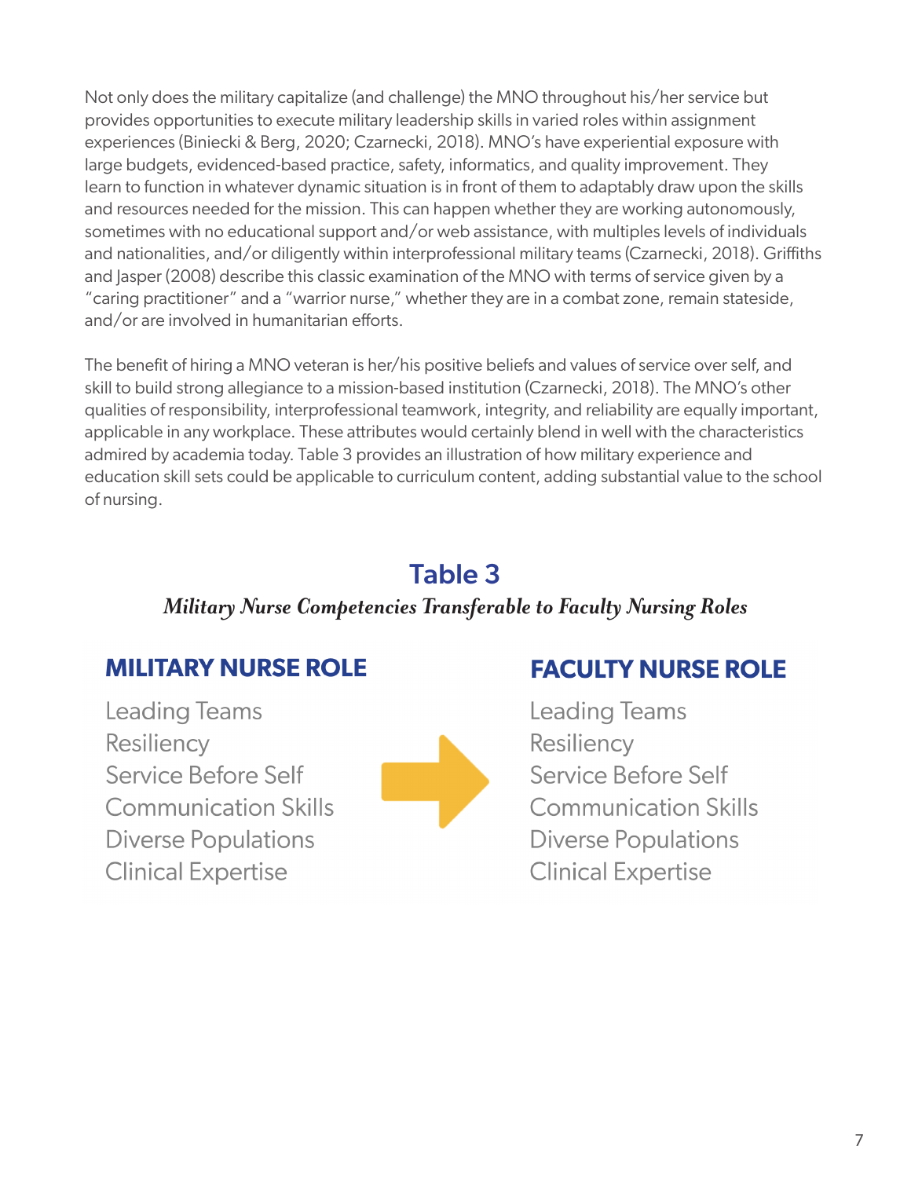Not only does the military capitalize (and challenge) the MNO throughout his/her service but provides opportunities to execute military leadership skills in varied roles within assignment experiences (Biniecki & Berg, 2020; Czarnecki, 2018). MNO's have experiential exposure with large budgets, evidenced-based practice, safety, informatics, and quality improvement. They learn to function in whatever dynamic situation is in front of them to adaptably draw upon the skills and resources needed for the mission. This can happen whether they are working autonomously, sometimes with no educational support and/or web assistance, with multiples levels of individuals and nationalities, and/or diligently within interprofessional military teams (Czarnecki, 2018). Griffiths and Jasper (2008) describe this classic examination of the MNO with terms of service given by a "caring practitioner" and a "warrior nurse," whether they are in a combat zone, remain stateside, and/or are involved in humanitarian efforts.

The benefit of hiring a MNO veteran is her/his positive beliefs and values of service over self, and skill to build strong allegiance to a mission-based institution (Czarnecki, 2018). The MNO's other qualities of responsibility, interprofessional teamwork, integrity, and reliability are equally important, applicable in any workplace. These attributes would certainly blend in well with the characteristics admired by academia today. Table 3 provides an illustration of how military experience and education skill sets could be applicable to curriculum content, adding substantial value to the school of nursing.

## Table 3

*Military Nurse Competencies Transferable to Faculty Nursing Roles*

| MILITARY NURSE ROLE | | FACULTY NURSE ROLE |
|---|---|---|
| Leading Teams | → | Leading Teams |
| Resiliency | → | Resiliency |
| Service Before Self | → | Service Before Self |
| Communication Skills | → | Communication Skills |
| Diverse Populations | → | Diverse Populations |
| Clinical Expertise | → | Clinical Expertise |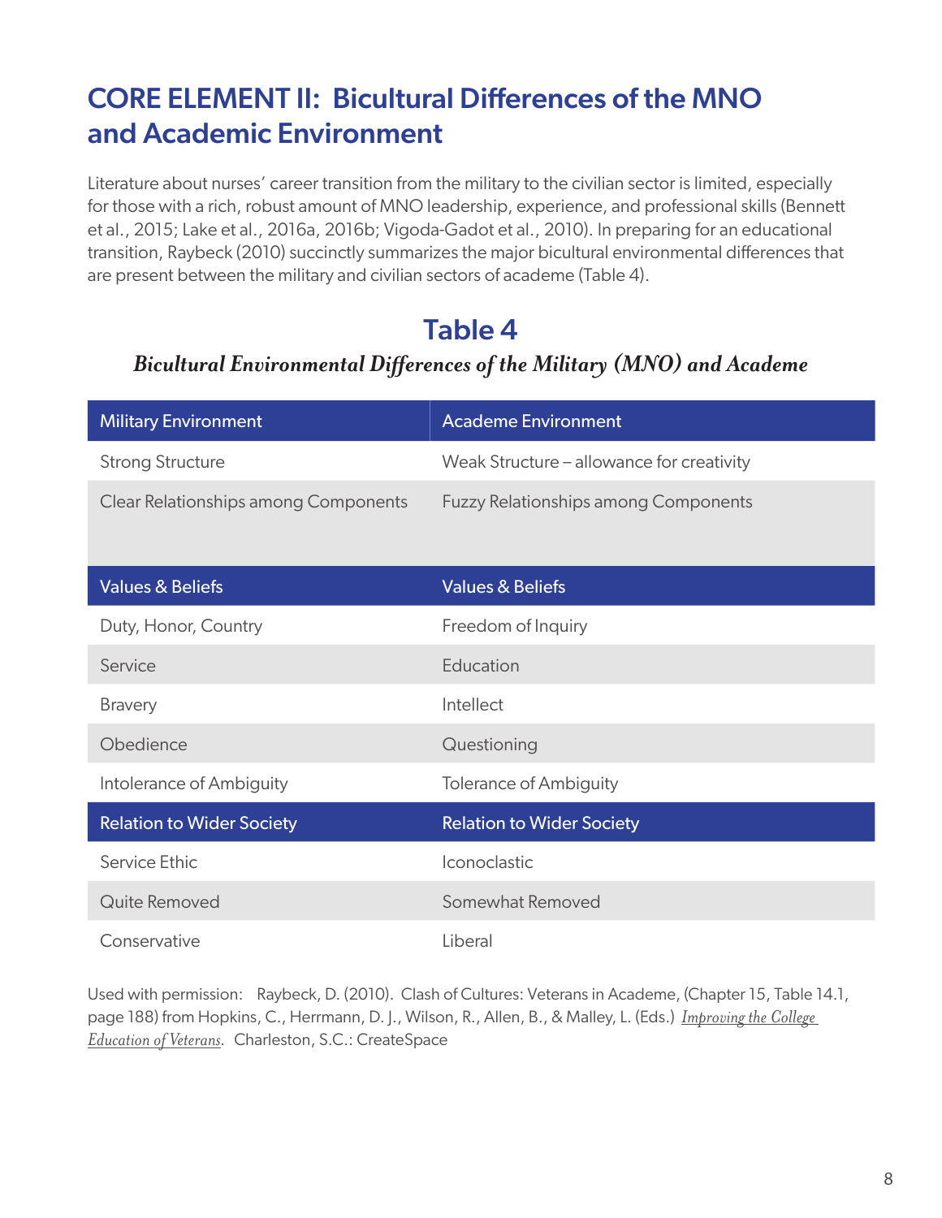## CORE ELEMENT II: Bicultural Differences of the MNO and Academic Environment

Literature about nurses' career transition from the military to the civilian sector is limited, especially for those with a rich, robust amount of MNO leadership, experience, and professional skills (Bennett et al., 2015; Lake et al., 2016a, 2016b; Vigoda-Gadot et al., 2010). In preparing for an educational transition, Raybeck (2010) succinctly summarizes the major bicultural environmental differences that are present between the military and civilian sectors of academe (Table 4).

### Table 4

***Bicultural Environmental Differences of the Military (MNO) and Academe***

| Military Environment | Academe Environment |
| --- | --- |
| Strong Structure | Weak Structure – allowance for creativity |
| Clear Relationships among Components | Fuzzy Relationships among Components |
| **Values & Beliefs** | **Values & Beliefs** |
| Duty, Honor, Country | Freedom of Inquiry |
| Service | Education |
| Bravery | Intellect |
| Obedience | Questioning |
| Intolerance of Ambiguity | Tolerance of Ambiguity |
| **Relation to Wider Society** | **Relation to Wider Society** |
| Service Ethic | Iconoclastic |
| Quite Removed | Somewhat Removed |
| Conservative | Liberal |

Used with permission: Raybeck, D. (2010). Clash of Cultures: Veterans in Academe, (Chapter 15, Table 14.1, page 188) from Hopkins, C., Herrmann, D. J., Wilson, R., Allen, B., & Malley, L. (Eds.) *Improving the College Education of Veterans*. Charleston, S.C.: CreateSpace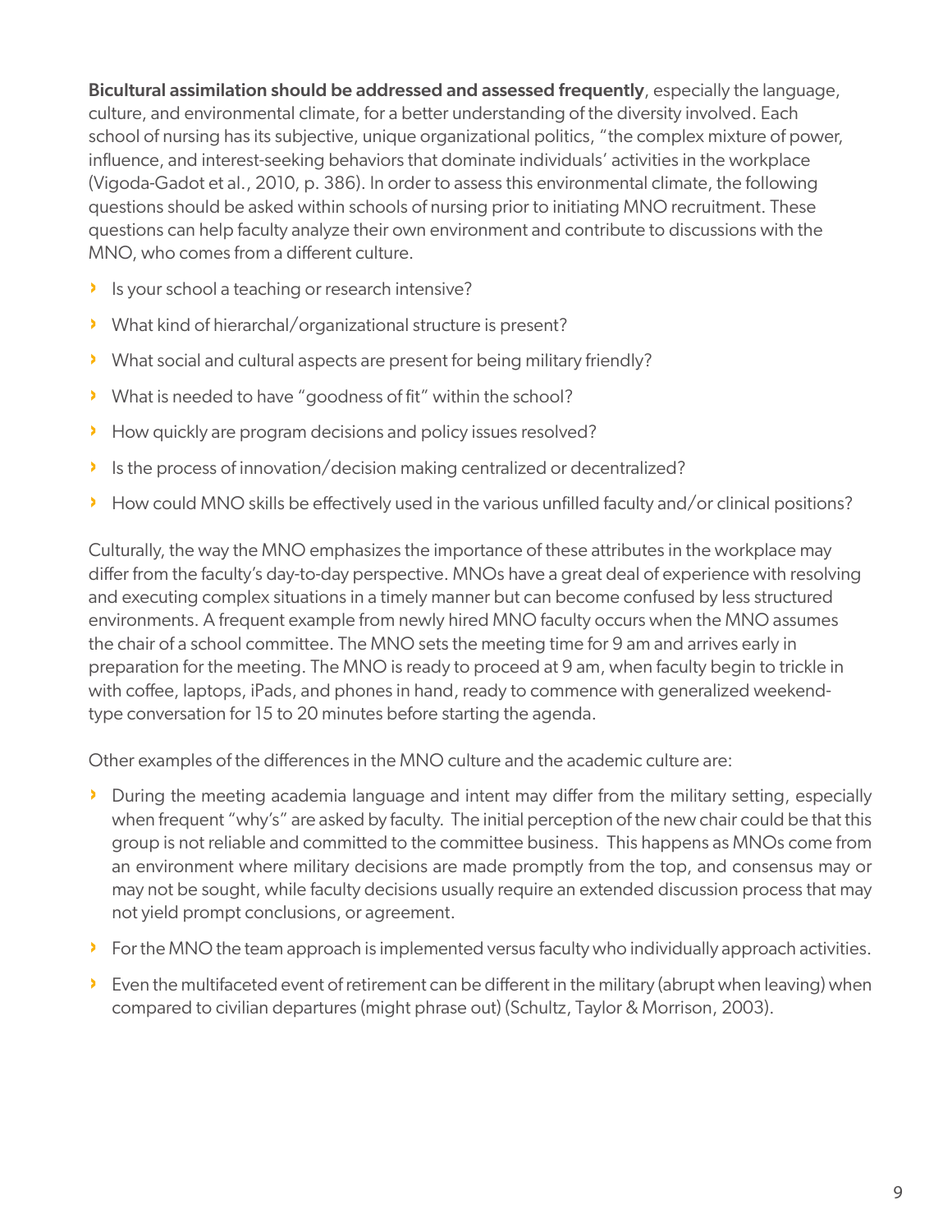**Bicultural assimilation should be addressed and assessed frequently**, especially the language, culture, and environmental climate, for a better understanding of the diversity involved. Each school of nursing has its subjective, unique organizational politics, "the complex mixture of power, influence, and interest-seeking behaviors that dominate individuals' activities in the workplace (Vigoda-Gadot et al., 2010, p. 386). In order to assess this environmental climate, the following questions should be asked within schools of nursing prior to initiating MNO recruitment. These questions can help faculty analyze their own environment and contribute to discussions with the MNO, who comes from a different culture.

- Is your school a teaching or research intensive?
- What kind of hierarchal/organizational structure is present?
- What social and cultural aspects are present for being military friendly?
- What is needed to have "goodness of fit" within the school?
- How quickly are program decisions and policy issues resolved?
- Is the process of innovation/decision making centralized or decentralized?
- How could MNO skills be effectively used in the various unfilled faculty and/or clinical positions?

Culturally, the way the MNO emphasizes the importance of these attributes in the workplace may differ from the faculty's day-to-day perspective. MNOs have a great deal of experience with resolving and executing complex situations in a timely manner but can become confused by less structured environments. A frequent example from newly hired MNO faculty occurs when the MNO assumes the chair of a school committee. The MNO sets the meeting time for 9 am and arrives early in preparation for the meeting. The MNO is ready to proceed at 9 am, when faculty begin to trickle in with coffee, laptops, iPads, and phones in hand, ready to commence with generalized weekend-type conversation for 15 to 20 minutes before starting the agenda.

Other examples of the differences in the MNO culture and the academic culture are:

- During the meeting academia language and intent may differ from the military setting, especially when frequent "why's" are asked by faculty. The initial perception of the new chair could be that this group is not reliable and committed to the committee business. This happens as MNOs come from an environment where military decisions are made promptly from the top, and consensus may or may not be sought, while faculty decisions usually require an extended discussion process that may not yield prompt conclusions, or agreement.
- For the MNO the team approach is implemented versus faculty who individually approach activities.
- Even the multifaceted event of retirement can be different in the military (abrupt when leaving) when compared to civilian departures (might phrase out) (Schultz, Taylor & Morrison, 2003).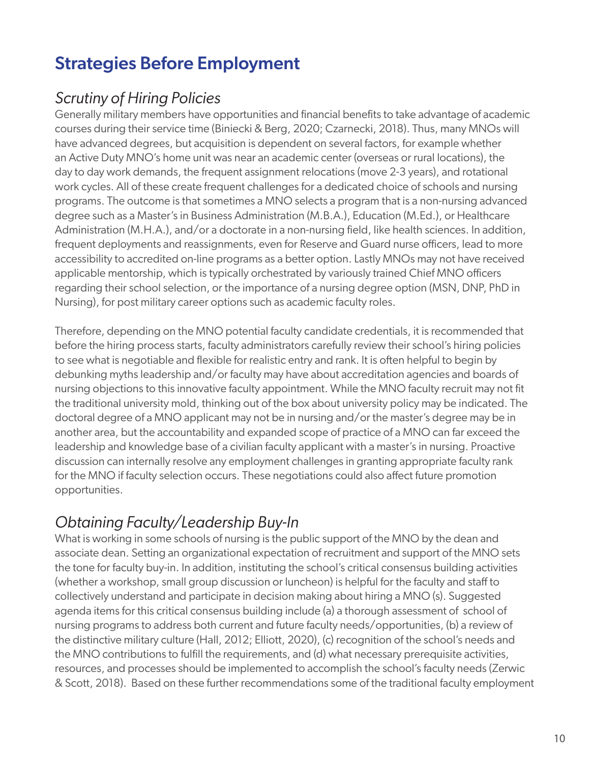## Strategies Before Employment

### *Scrutiny of Hiring Policies*

Generally military members have opportunities and financial benefits to take advantage of academic courses during their service time (Biniecki & Berg, 2020; Czarnecki, 2018). Thus, many MNOs will have advanced degrees, but acquisition is dependent on several factors, for example whether an Active Duty MNO's home unit was near an academic center (overseas or rural locations), the day to day work demands, the frequent assignment relocations (move 2-3 years), and rotational work cycles. All of these create frequent challenges for a dedicated choice of schools and nursing programs. The outcome is that sometimes a MNO selects a program that is a non-nursing advanced degree such as a Master's in Business Administration (M.B.A.), Education (M.Ed.), or Healthcare Administration (M.H.A.), and/or a doctorate in a non-nursing field, like health sciences. In addition, frequent deployments and reassignments, even for Reserve and Guard nurse officers, lead to more accessibility to accredited on-line programs as a better option. Lastly MNOs may not have received applicable mentorship, which is typically orchestrated by variously trained Chief MNO officers regarding their school selection, or the importance of a nursing degree option (MSN, DNP, PhD in Nursing), for post military career options such as academic faculty roles.

Therefore, depending on the MNO potential faculty candidate credentials, it is recommended that before the hiring process starts, faculty administrators carefully review their school's hiring policies to see what is negotiable and flexible for realistic entry and rank. It is often helpful to begin by debunking myths leadership and/or faculty may have about accreditation agencies and boards of nursing objections to this innovative faculty appointment. While the MNO faculty recruit may not fit the traditional university mold, thinking out of the box about university policy may be indicated. The doctoral degree of a MNO applicant may not be in nursing and/or the master's degree may be in another area, but the accountability and expanded scope of practice of a MNO can far exceed the leadership and knowledge base of a civilian faculty applicant with a master's in nursing. Proactive discussion can internally resolve any employment challenges in granting appropriate faculty rank for the MNO if faculty selection occurs. These negotiations could also affect future promotion opportunities.

### *Obtaining Faculty/Leadership Buy-In*

What is working in some schools of nursing is the public support of the MNO by the dean and associate dean. Setting an organizational expectation of recruitment and support of the MNO sets the tone for faculty buy-in. In addition, instituting the school's critical consensus building activities (whether a workshop, small group discussion or luncheon) is helpful for the faculty and staff to collectively understand and participate in decision making about hiring a MNO (s). Suggested agenda items for this critical consensus building include (a) a thorough assessment of school of nursing programs to address both current and future faculty needs/opportunities, (b) a review of the distinctive military culture (Hall, 2012; Elliott, 2020), (c) recognition of the school's needs and the MNO contributions to fulfill the requirements, and (d) what necessary prerequisite activities, resources, and processes should be implemented to accomplish the school's faculty needs (Zerwic & Scott, 2018). Based on these further recommendations some of the traditional faculty employment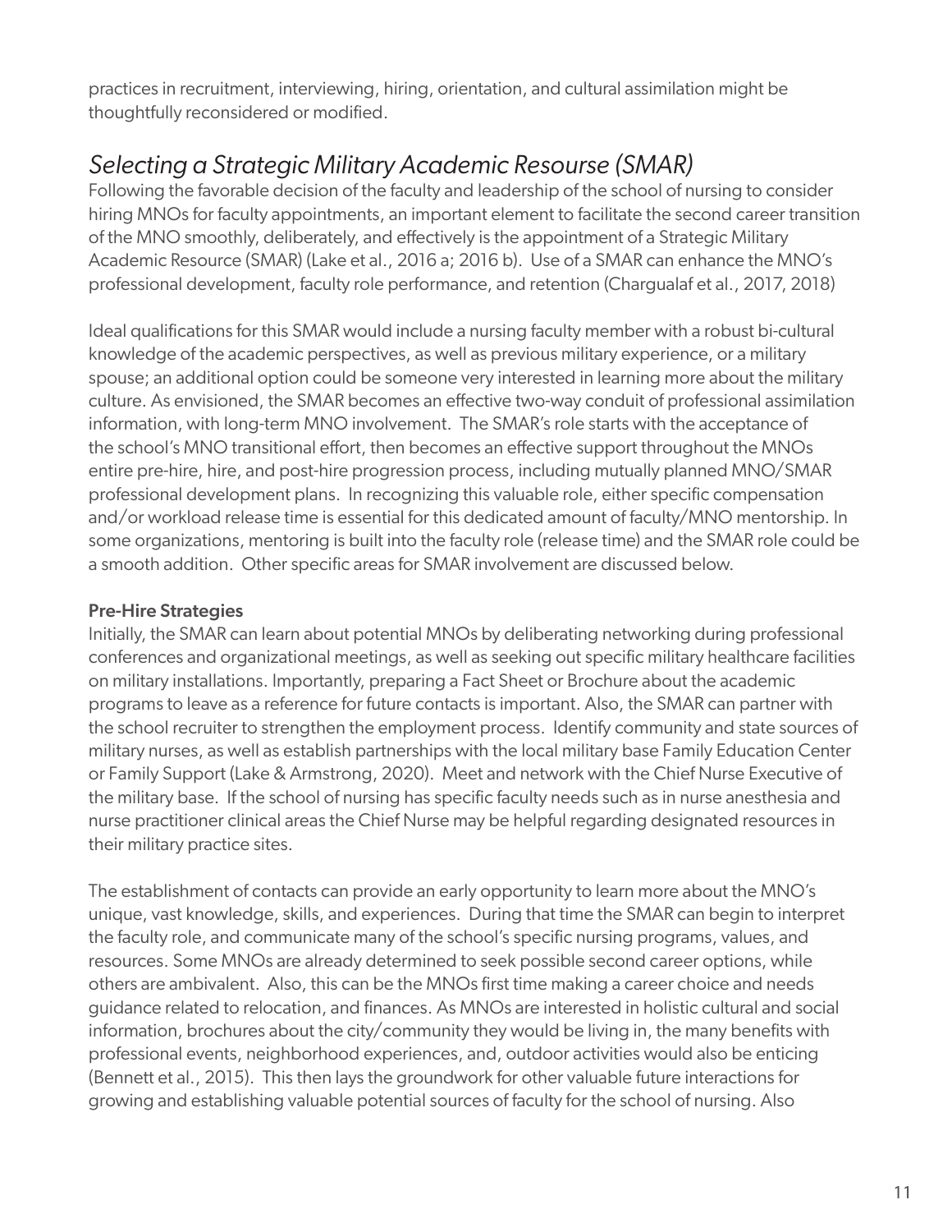practices in recruitment, interviewing, hiring, orientation, and cultural assimilation might be thoughtfully reconsidered or modified.

## *Selecting a Strategic Military Academic Resourse (SMAR)*

Following the favorable decision of the faculty and leadership of the school of nursing to consider hiring MNOs for faculty appointments, an important element to facilitate the second career transition of the MNO smoothly, deliberately, and effectively is the appointment of a Strategic Military Academic Resource (SMAR) (Lake et al., 2016 a; 2016 b). Use of a SMAR can enhance the MNO's professional development, faculty role performance, and retention (Chargualaf et al., 2017, 2018)

Ideal qualifications for this SMAR would include a nursing faculty member with a robust bi-cultural knowledge of the academic perspectives, as well as previous military experience, or a military spouse; an additional option could be someone very interested in learning more about the military culture. As envisioned, the SMAR becomes an effective two-way conduit of professional assimilation information, with long-term MNO involvement. The SMAR's role starts with the acceptance of the school's MNO transitional effort, then becomes an effective support throughout the MNOs entire pre-hire, hire, and post-hire progression process, including mutually planned MNO/SMAR professional development plans. In recognizing this valuable role, either specific compensation and/or workload release time is essential for this dedicated amount of faculty/MNO mentorship. In some organizations, mentoring is built into the faculty role (release time) and the SMAR role could be a smooth addition. Other specific areas for SMAR involvement are discussed below.

### Pre-Hire Strategies

Initially, the SMAR can learn about potential MNOs by deliberating networking during professional conferences and organizational meetings, as well as seeking out specific military healthcare facilities on military installations. Importantly, preparing a Fact Sheet or Brochure about the academic programs to leave as a reference for future contacts is important. Also, the SMAR can partner with the school recruiter to strengthen the employment process. Identify community and state sources of military nurses, as well as establish partnerships with the local military base Family Education Center or Family Support (Lake & Armstrong, 2020). Meet and network with the Chief Nurse Executive of the military base. If the school of nursing has specific faculty needs such as in nurse anesthesia and nurse practitioner clinical areas the Chief Nurse may be helpful regarding designated resources in their military practice sites.

The establishment of contacts can provide an early opportunity to learn more about the MNO's unique, vast knowledge, skills, and experiences. During that time the SMAR can begin to interpret the faculty role, and communicate many of the school's specific nursing programs, values, and resources. Some MNOs are already determined to seek possible second career options, while others are ambivalent. Also, this can be the MNOs first time making a career choice and needs guidance related to relocation, and finances. As MNOs are interested in holistic cultural and social information, brochures about the city/community they would be living in, the many benefits with professional events, neighborhood experiences, and, outdoor activities would also be enticing (Bennett et al., 2015). This then lays the groundwork for other valuable future interactions for growing and establishing valuable potential sources of faculty for the school of nursing. Also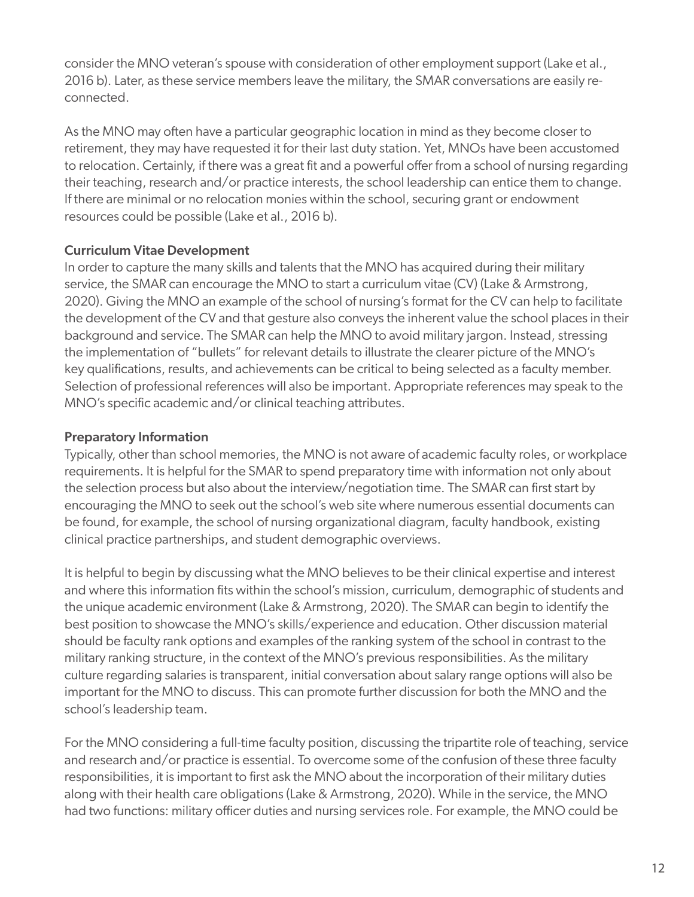consider the MNO veteran's spouse with consideration of other employment support (Lake et al., 2016 b). Later, as these service members leave the military, the SMAR conversations are easily re-connected.

As the MNO may often have a particular geographic location in mind as they become closer to retirement, they may have requested it for their last duty station. Yet, MNOs have been accustomed to relocation. Certainly, if there was a great fit and a powerful offer from a school of nursing regarding their teaching, research and/or practice interests, the school leadership can entice them to change. If there are minimal or no relocation monies within the school, securing grant or endowment resources could be possible (Lake et al., 2016 b).

### Curriculum Vitae Development

In order to capture the many skills and talents that the MNO has acquired during their military service, the SMAR can encourage the MNO to start a curriculum vitae (CV) (Lake & Armstrong, 2020). Giving the MNO an example of the school of nursing's format for the CV can help to facilitate the development of the CV and that gesture also conveys the inherent value the school places in their background and service. The SMAR can help the MNO to avoid military jargon. Instead, stressing the implementation of "bullets" for relevant details to illustrate the clearer picture of the MNO's key qualifications, results, and achievements can be critical to being selected as a faculty member. Selection of professional references will also be important. Appropriate references may speak to the MNO's specific academic and/or clinical teaching attributes.

### Preparatory Information

Typically, other than school memories, the MNO is not aware of academic faculty roles, or workplace requirements. It is helpful for the SMAR to spend preparatory time with information not only about the selection process but also about the interview/negotiation time. The SMAR can first start by encouraging the MNO to seek out the school's web site where numerous essential documents can be found, for example, the school of nursing organizational diagram, faculty handbook, existing clinical practice partnerships, and student demographic overviews.

It is helpful to begin by discussing what the MNO believes to be their clinical expertise and interest and where this information fits within the school's mission, curriculum, demographic of students and the unique academic environment (Lake & Armstrong, 2020). The SMAR can begin to identify the best position to showcase the MNO's skills/experience and education. Other discussion material should be faculty rank options and examples of the ranking system of the school in contrast to the military ranking structure, in the context of the MNO's previous responsibilities. As the military culture regarding salaries is transparent, initial conversation about salary range options will also be important for the MNO to discuss. This can promote further discussion for both the MNO and the school's leadership team.

For the MNO considering a full-time faculty position, discussing the tripartite role of teaching, service and research and/or practice is essential. To overcome some of the confusion of these three faculty responsibilities, it is important to first ask the MNO about the incorporation of their military duties along with their health care obligations (Lake & Armstrong, 2020). While in the service, the MNO had two functions: military officer duties and nursing services role. For example, the MNO could be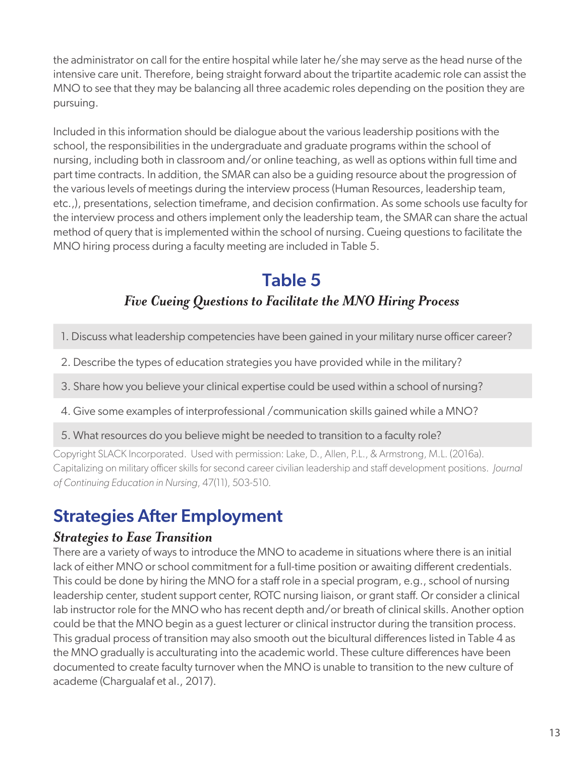the administrator on call for the entire hospital while later he/she may serve as the head nurse of the intensive care unit. Therefore, being straight forward about the tripartite academic role can assist the MNO to see that they may be balancing all three academic roles depending on the position they are pursuing.

Included in this information should be dialogue about the various leadership positions with the school, the responsibilities in the undergraduate and graduate programs within the school of nursing, including both in classroom and/or online teaching, as well as options within full time and part time contracts. In addition, the SMAR can also be a guiding resource about the progression of the various levels of meetings during the interview process (Human Resources, leadership team, etc.,), presentations, selection timeframe, and decision confirmation. As some schools use faculty for the interview process and others implement only the leadership team, the SMAR can share the actual method of query that is implemented within the school of nursing. Cueing questions to facilitate the MNO hiring process during a faculty meeting are included in Table 5.

## Table 5

### *Five Cueing Questions to Facilitate the MNO Hiring Process*

| |
|---|
| 1. Discuss what leadership competencies have been gained in your military nurse officer career? |
| 2. Describe the types of education strategies you have provided while in the military? |
| 3. Share how you believe your clinical expertise could be used within a school of nursing? |
| 4. Give some examples of interprofessional /communication skills gained while a MNO? |
| 5. What resources do you believe might be needed to transition to a faculty role? |

Copyright SLACK Incorporated. Used with permission: Lake, D., Allen, P.L., & Armstrong, M.L. (2016a). Capitalizing on military officer skills for second career civilian leadership and staff development positions. *Journal of Continuing Education in Nursing*, 47(11), 503-510.

## Strategies After Employment

### *Strategies to Ease Transition*

There are a variety of ways to introduce the MNO to academe in situations where there is an initial lack of either MNO or school commitment for a full-time position or awaiting different credentials. This could be done by hiring the MNO for a staff role in a special program, e.g., school of nursing leadership center, student support center, ROTC nursing liaison, or grant staff. Or consider a clinical lab instructor role for the MNO who has recent depth and/or breath of clinical skills. Another option could be that the MNO begin as a guest lecturer or clinical instructor during the transition process. This gradual process of transition may also smooth out the bicultural differences listed in Table 4 as the MNO gradually is acculturating into the academic world. These culture differences have been documented to create faculty turnover when the MNO is unable to transition to the new culture of academe (Chargualaf et al., 2017).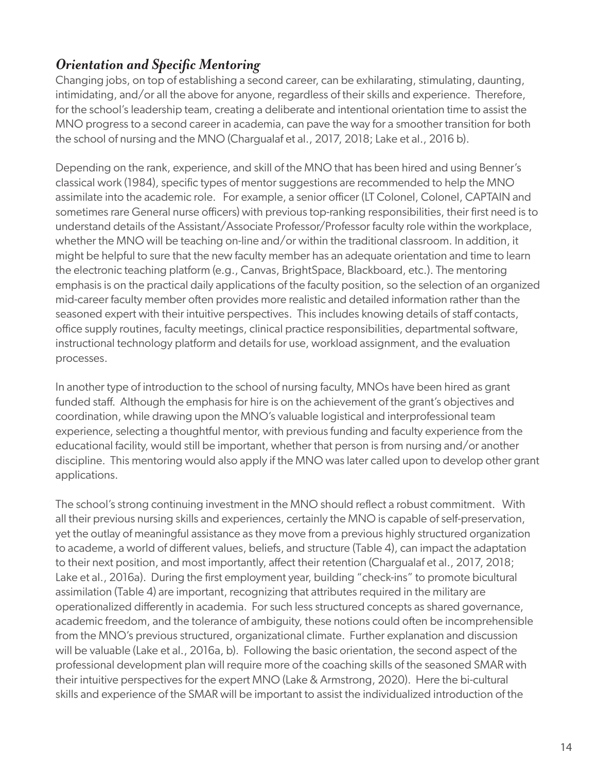## *Orientation and Specific Mentoring*

Changing jobs, on top of establishing a second career, can be exhilarating, stimulating, daunting, intimidating, and/or all the above for anyone, regardless of their skills and experience. Therefore, for the school's leadership team, creating a deliberate and intentional orientation time to assist the MNO progress to a second career in academia, can pave the way for a smoother transition for both the school of nursing and the MNO (Chargualaf et al., 2017, 2018; Lake et al., 2016 b).

Depending on the rank, experience, and skill of the MNO that has been hired and using Benner's classical work (1984), specific types of mentor suggestions are recommended to help the MNO assimilate into the academic role. For example, a senior officer (LT Colonel, Colonel, CAPTAIN and sometimes rare General nurse officers) with previous top-ranking responsibilities, their first need is to understand details of the Assistant/Associate Professor/Professor faculty role within the workplace, whether the MNO will be teaching on-line and/or within the traditional classroom. In addition, it might be helpful to sure that the new faculty member has an adequate orientation and time to learn the electronic teaching platform (e.g., Canvas, BrightSpace, Blackboard, etc.). The mentoring emphasis is on the practical daily applications of the faculty position, so the selection of an organized mid-career faculty member often provides more realistic and detailed information rather than the seasoned expert with their intuitive perspectives. This includes knowing details of staff contacts, office supply routines, faculty meetings, clinical practice responsibilities, departmental software, instructional technology platform and details for use, workload assignment, and the evaluation processes.

In another type of introduction to the school of nursing faculty, MNOs have been hired as grant funded staff. Although the emphasis for hire is on the achievement of the grant's objectives and coordination, while drawing upon the MNO's valuable logistical and interprofessional team experience, selecting a thoughtful mentor, with previous funding and faculty experience from the educational facility, would still be important, whether that person is from nursing and/or another discipline. This mentoring would also apply if the MNO was later called upon to develop other grant applications.

The school's strong continuing investment in the MNO should reflect a robust commitment. With all their previous nursing skills and experiences, certainly the MNO is capable of self-preservation, yet the outlay of meaningful assistance as they move from a previous highly structured organization to academe, a world of different values, beliefs, and structure (Table 4), can impact the adaptation to their next position, and most importantly, affect their retention (Chargualaf et al., 2017, 2018; Lake et al., 2016a). During the first employment year, building "check-ins" to promote bicultural assimilation (Table 4) are important, recognizing that attributes required in the military are operationalized differently in academia. For such less structured concepts as shared governance, academic freedom, and the tolerance of ambiguity, these notions could often be incomprehensible from the MNO's previous structured, organizational climate. Further explanation and discussion will be valuable (Lake et al., 2016a, b). Following the basic orientation, the second aspect of the professional development plan will require more of the coaching skills of the seasoned SMAR with their intuitive perspectives for the expert MNO (Lake & Armstrong, 2020). Here the bi-cultural skills and experience of the SMAR will be important to assist the individualized introduction of the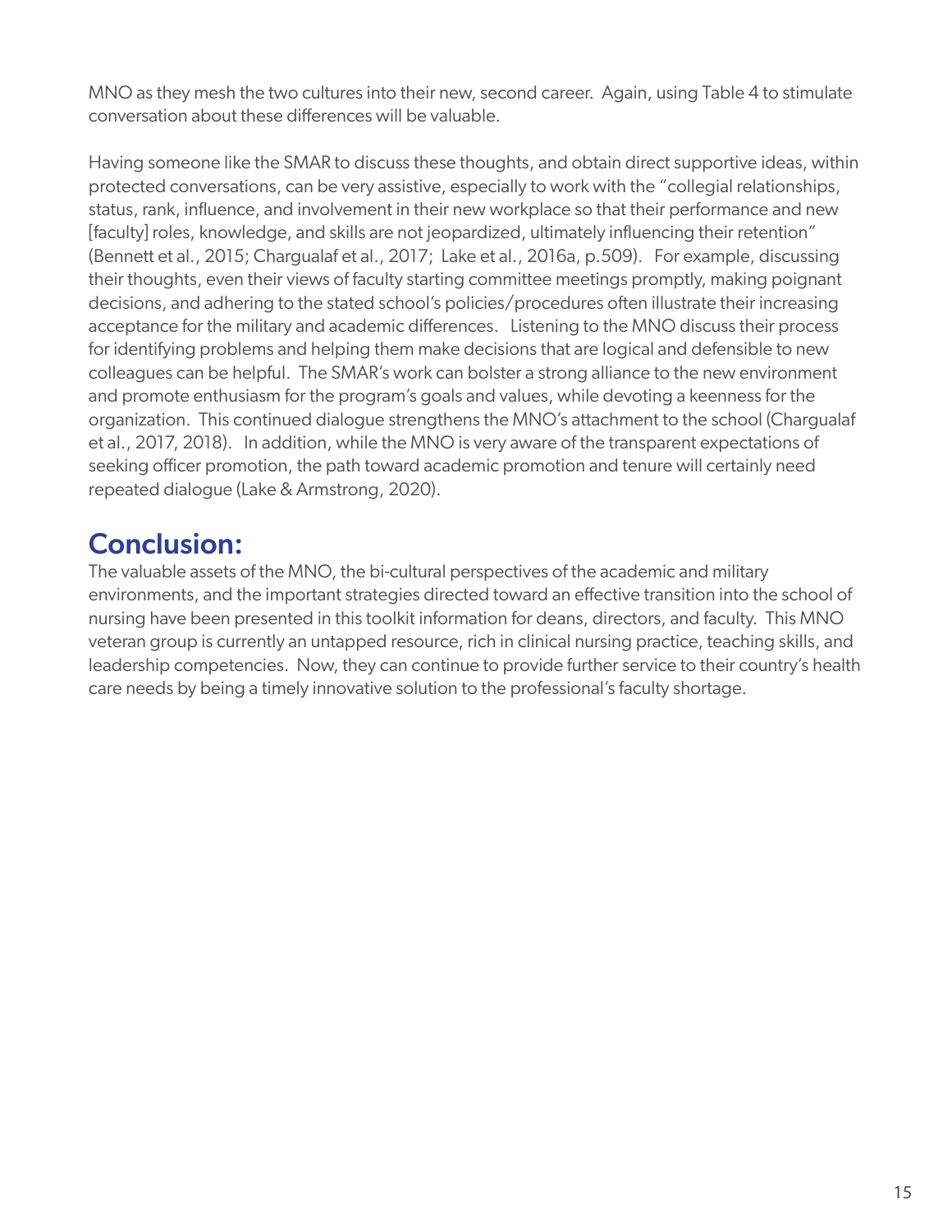MNO as they mesh the two cultures into their new, second career. Again, using Table 4 to stimulate conversation about these differences will be valuable.

Having someone like the SMAR to discuss these thoughts, and obtain direct supportive ideas, within protected conversations, can be very assistive, especially to work with the "collegial relationships, status, rank, influence, and involvement in their new workplace so that their performance and new [faculty] roles, knowledge, and skills are not jeopardized, ultimately influencing their retention" (Bennett et al., 2015; Chargualaf et al., 2017; Lake et al., 2016a, p.509). For example, discussing their thoughts, even their views of faculty starting committee meetings promptly, making poignant decisions, and adhering to the stated school's policies/procedures often illustrate their increasing acceptance for the military and academic differences. Listening to the MNO discuss their process for identifying problems and helping them make decisions that are logical and defensible to new colleagues can be helpful. The SMAR's work can bolster a strong alliance to the new environment and promote enthusiasm for the program's goals and values, while devoting a keenness for the organization. This continued dialogue strengthens the MNO's attachment to the school (Chargualaf et al., 2017, 2018). In addition, while the MNO is very aware of the transparent expectations of seeking officer promotion, the path toward academic promotion and tenure will certainly need repeated dialogue (Lake & Armstrong, 2020).

## Conclusion:

The valuable assets of the MNO, the bi-cultural perspectives of the academic and military environments, and the important strategies directed toward an effective transition into the school of nursing have been presented in this toolkit information for deans, directors, and faculty. This MNO veteran group is currently an untapped resource, rich in clinical nursing practice, teaching skills, and leadership competencies. Now, they can continue to provide further service to their country's health care needs by being a timely innovative solution to the professional's faculty shortage.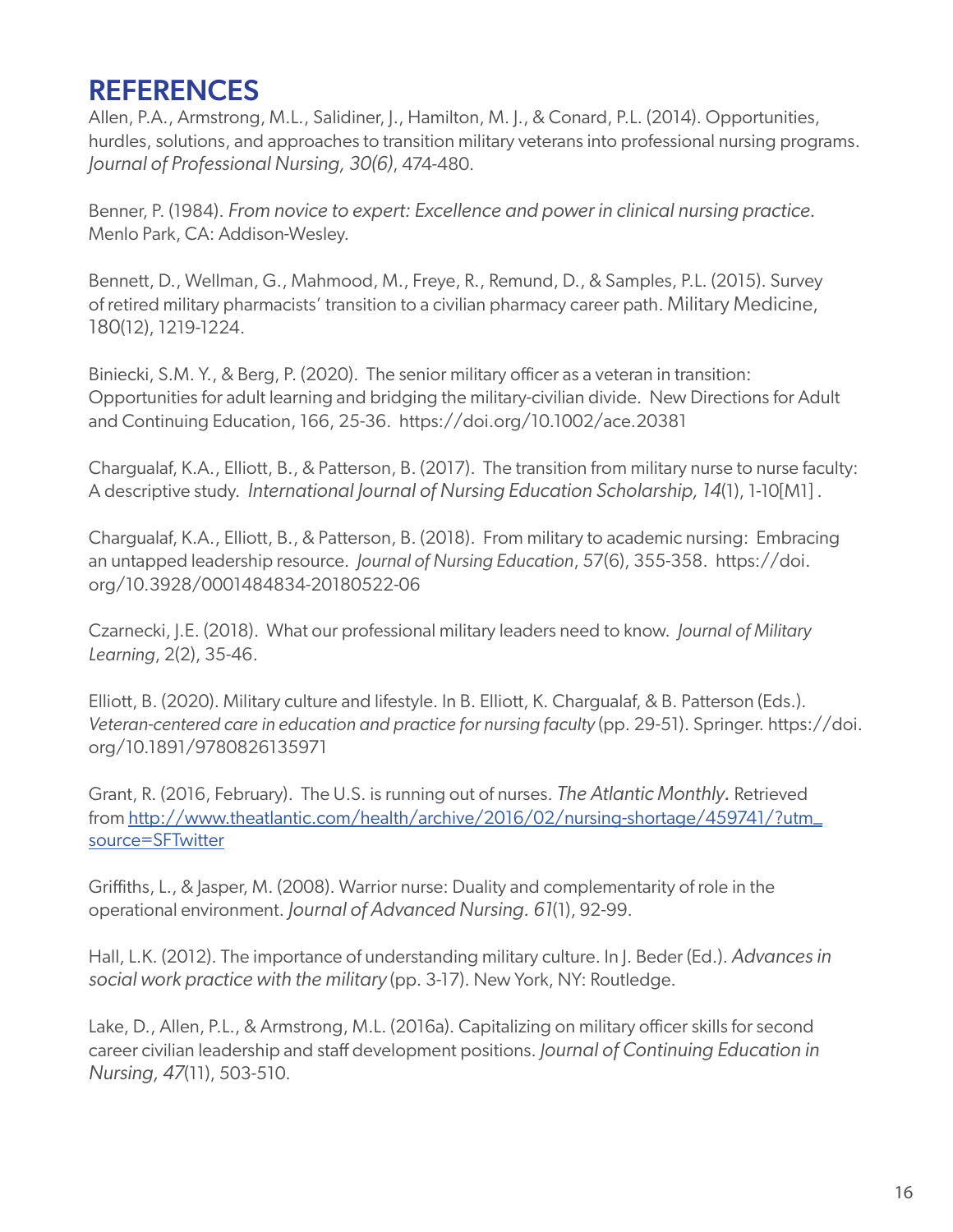# REFERENCES

Allen, P.A., Armstrong, M.L., Salidiner, J., Hamilton, M. J., & Conard, P.L. (2014). Opportunities, hurdles, solutions, and approaches to transition military veterans into professional nursing programs. *Journal of Professional Nursing, 30(6)*, 474-480.

Benner, P. (1984). *From novice to expert: Excellence and power in clinical nursing practice.* Menlo Park, CA: Addison-Wesley.

Bennett, D., Wellman, G., Mahmood, M., Freye, R., Remund, D., & Samples, P.L. (2015). Survey of retired military pharmacists' transition to a civilian pharmacy career path. Military Medicine, 180(12), 1219-1224.

Biniecki, S.M. Y., & Berg, P. (2020). The senior military officer as a veteran in transition: Opportunities for adult learning and bridging the military-civilian divide. New Directions for Adult and Continuing Education, 166, 25-36. https://doi.org/10.1002/ace.20381

Chargualaf, K.A., Elliott, B., & Patterson, B. (2017). The transition from military nurse to nurse faculty: A descriptive study. *International Journal of Nursing Education Scholarship, 14*(1), 1-10[M1] .

Chargualaf, K.A., Elliott, B., & Patterson, B. (2018). From military to academic nursing: Embracing an untapped leadership resource. *Journal of Nursing Education*, 57(6), 355-358. https://doi.org/10.3928/0001484834-20180522-06

Czarnecki, J.E. (2018). What our professional military leaders need to know. *Journal of Military Learning*, 2(2), 35-46.

Elliott, B. (2020). Military culture and lifestyle. In B. Elliott, K. Chargualaf, & B. Patterson (Eds.). *Veteran-centered care in education and practice for nursing faculty* (pp. 29-51). Springer. https://doi.org/10.1891/9780826135971

Grant, R. (2016, February). The U.S. is running out of nurses. *The Atlantic Monthly.* Retrieved from http://www.theatlantic.com/health/archive/2016/02/nursing-shortage/459741/?utm_source=SFTwitter

Griffiths, L., & Jasper, M. (2008). Warrior nurse: Duality and complementarity of role in the operational environment. *Journal of Advanced Nursing. 61*(1), 92-99.

Hall, L.K. (2012). The importance of understanding military culture. In J. Beder (Ed.). *Advances in social work practice with the military* (pp. 3-17). New York, NY: Routledge.

Lake, D., Allen, P.L., & Armstrong, M.L. (2016a). Capitalizing on military officer skills for second career civilian leadership and staff development positions. *Journal of Continuing Education in Nursing, 47*(11), 503-510.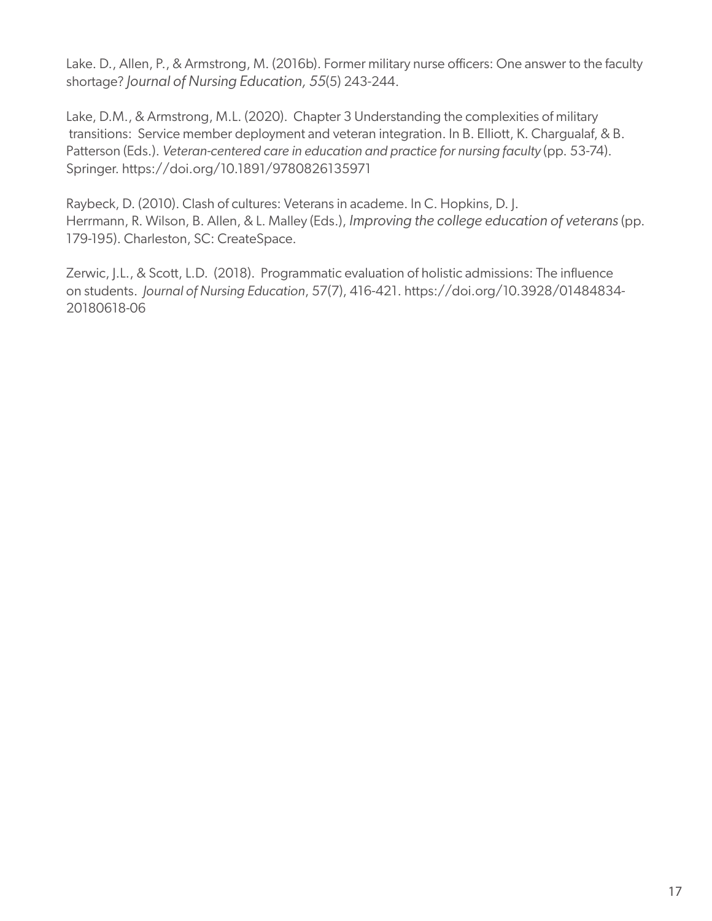Lake. D., Allen, P., & Armstrong, M. (2016b). Former military nurse officers: One answer to the faculty shortage? *Journal of Nursing Education, 55*(5) 243-244.

Lake, D.M., & Armstrong, M.L. (2020). Chapter 3 Understanding the complexities of military transitions: Service member deployment and veteran integration. In B. Elliott, K. Chargualaf, & B. Patterson (Eds.). *Veteran-centered care in education and practice for nursing faculty* (pp. 53-74). Springer. https://doi.org/10.1891/9780826135971

Raybeck, D. (2010). Clash of cultures: Veterans in academe. In C. Hopkins, D. J. Herrmann, R. Wilson, B. Allen, & L. Malley (Eds.), *Improving the college education of veterans* (pp. 179-195). Charleston, SC: CreateSpace.

Zerwic, J.L., & Scott, L.D. (2018). Programmatic evaluation of holistic admissions: The influence on students. *Journal of Nursing Education*, 57(7), 416-421. https://doi.org/10.3928/01484834-20180618-06